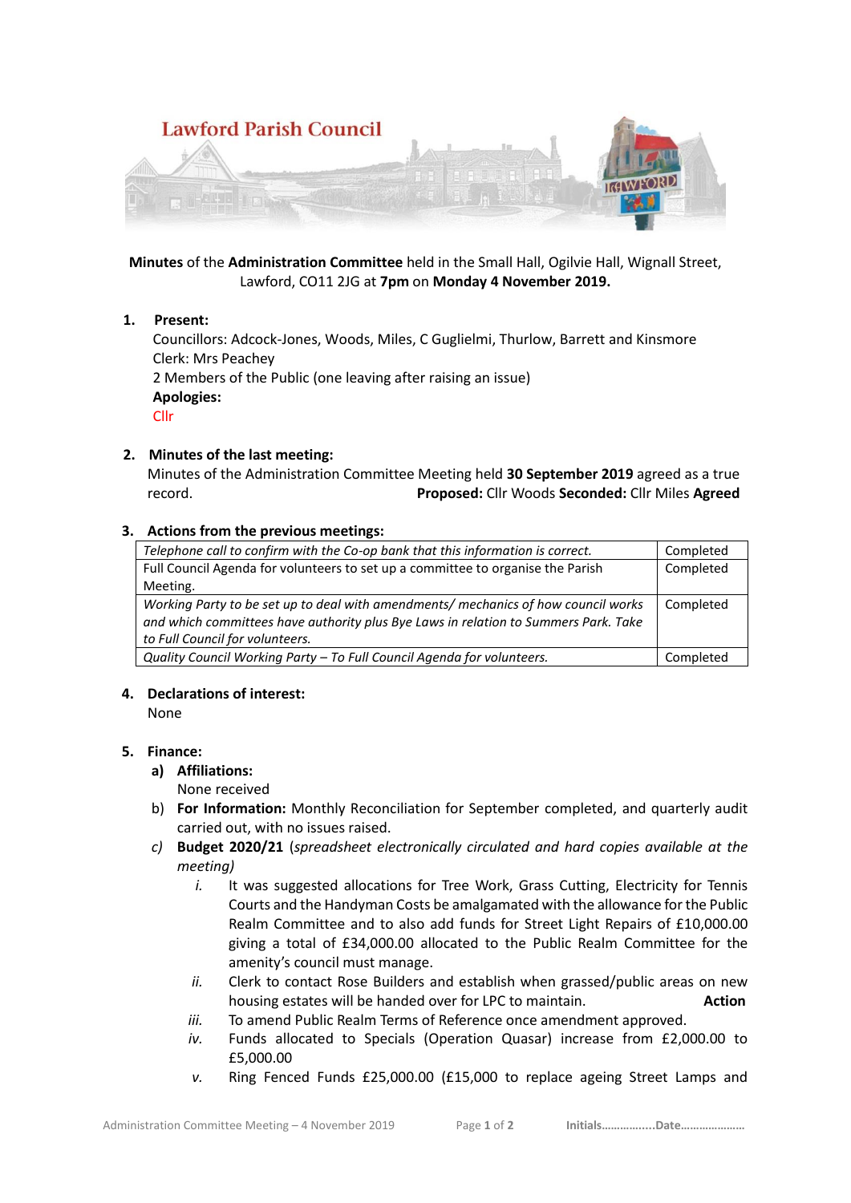Lawford Parish Council

**Minutes** of the **Administration Committee** held in the Small Hall, Ogilvie Hall, Wignall Street, Lawford, CO11 2JG at **7pm** on **Monday 4 November 2019.**

**1. Present:**

Councillors: Adcock-Jones, Woods, Miles, C Guglielmi, Thurlow, Barrett and Kinsmore
Clerk: Mrs Peachey
2 Members of the Public (one leaving after raising an issue)

**Apologies:**

Cllr

**2. Minutes of the last meeting:**

Minutes of the Administration Committee Meeting held **30 September 2019** agreed as a true record. **Proposed:** Cllr Woods **Seconded:** Cllr Miles **Agreed**

**3. Actions from the previous meetings:**

| | |
|---|---|
| *Telephone call to confirm with the Co-op bank that this information is correct.* | Completed |
| Full Council Agenda for volunteers to set up a committee to organise the Parish Meeting. | Completed |
| *Working Party to be set up to deal with amendments/ mechanics of how council works and which committees have authority plus Bye Laws in relation to Summers Park. Take to Full Council for volunteers.* | Completed |
| *Quality Council Working Party – To Full Council Agenda for volunteers.* | Completed |

**4. Declarations of interest:**

None

**5. Finance:**

**a) Affiliations:**
None received

b) **For Information:** Monthly Reconciliation for September completed, and quarterly audit carried out, with no issues raised.

*c)* **Budget 2020/21** (*spreadsheet electronically circulated and hard copies available at the meeting)*

*i.* It was suggested allocations for Tree Work, Grass Cutting, Electricity for Tennis Courts and the Handyman Costs be amalgamated with the allowance for the Public Realm Committee and to also add funds for Street Light Repairs of £10,000.00 giving a total of £34,000.00 allocated to the Public Realm Committee for the amenity's council must manage.

*ii.* Clerk to contact Rose Builders and establish when grassed/public areas on new housing estates will be handed over for LPC to maintain. **Action**

*iii.* To amend Public Realm Terms of Reference once amendment approved.

*iv.* Funds allocated to Specials (Operation Quasar) increase from £2,000.00 to £5,000.00

*v.* Ring Fenced Funds £25,000.00 (£15,000 to replace ageing Street Lamps and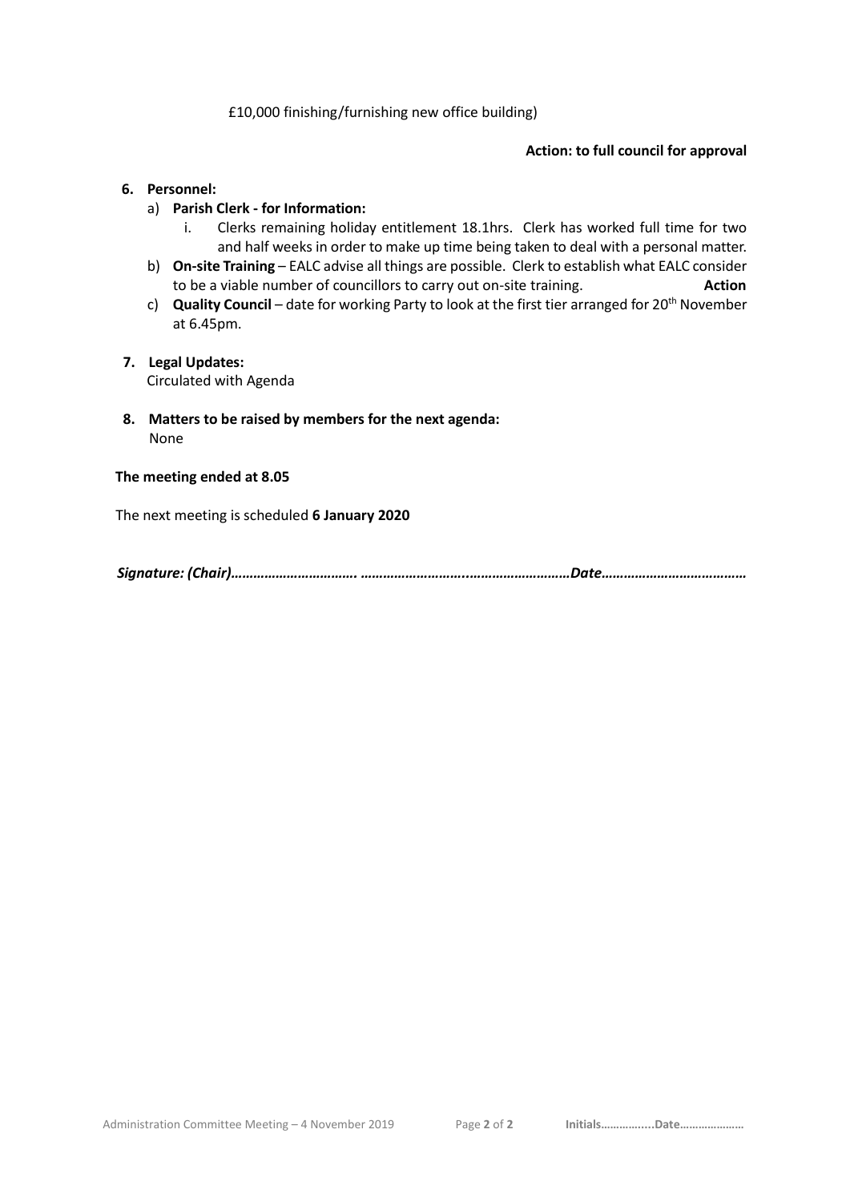£10,000 finishing/furnishing new office building)

**Action: to full council for approval**

6. **Personnel:**
   a) **Parish Clerk - for Information:**
      i. Clerks remaining holiday entitlement 18.1hrs. Clerk has worked full time for two and half weeks in order to make up time being taken to deal with a personal matter.
   b) **On-site Training** – EALC advise all things are possible. Clerk to establish what EALC consider to be a viable number of councillors to carry out on-site training. **Action**
   c) **Quality Council** – date for working Party to look at the first tier arranged for 20th November at 6.45pm.

7. **Legal Updates:**
   Circulated with Agenda

8. **Matters to be raised by members for the next agenda:**
   None

**The meeting ended at 8.05**

The next meeting is scheduled **6 January 2020**

***Signature: (Chair)……………………………. ………………………..……………………Date…………………………………***